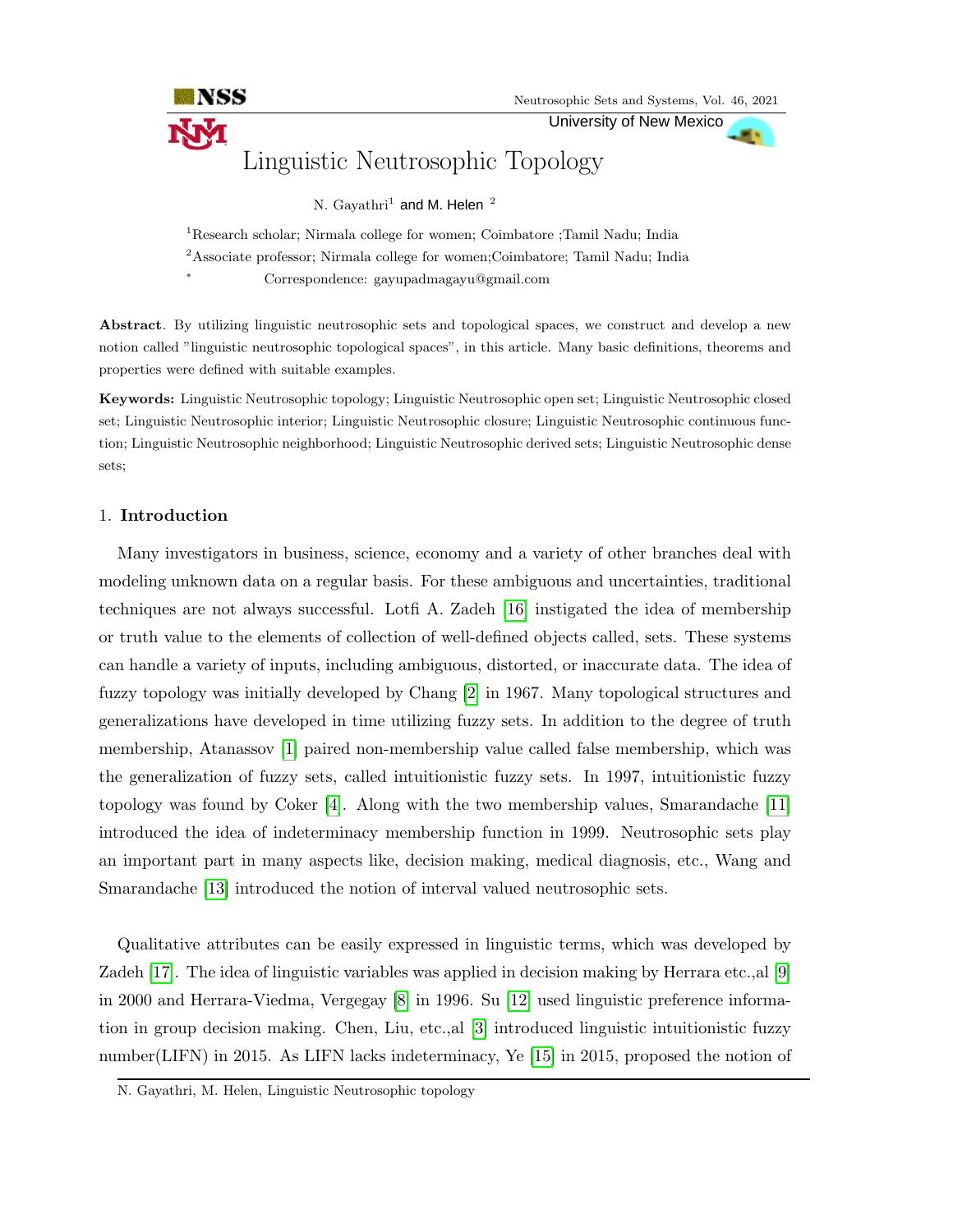# Linguistic Neutrosophic Topology

N. Gayathri[1] and M. Helen [2]

[1]Research scholar; Nirmala college for women; Coimbatore ;Tamil Nadu; India

[2]Associate professor; Nirmala college for women;Coimbatore; Tamil Nadu; India

* Correspondence: gayupadmagayu@gmail.com

**Abstract**. By utilizing linguistic neutrosophic sets and topological spaces, we construct and develop a new notion called "linguistic neutrosophic topological spaces", in this article. Many basic definitions, theorems and properties were defined with suitable examples.

**Keywords:** Linguistic Neutrosophic topology; Linguistic Neutrosophic open set; Linguistic Neutrosophic closed set; Linguistic Neutrosophic interior; Linguistic Neutrosophic closure; Linguistic Neutrosophic continuous function; Linguistic Neutrosophic neighborhood; Linguistic Neutrosophic derived sets; Linguistic Neutrosophic dense sets;

## 1. Introduction

Many investigators in business, science, economy and a variety of other branches deal with modeling unknown data on a regular basis. For these ambiguous and uncertainties, traditional techniques are not always successful. Lotfi A. Zadeh [16] instigated the idea of membership or truth value to the elements of collection of well-defined objects called, sets. These systems can handle a variety of inputs, including ambiguous, distorted, or inaccurate data. The idea of fuzzy topology was initially developed by Chang [2] in 1967. Many topological structures and generalizations have developed in time utilizing fuzzy sets. In addition to the degree of truth membership, Atanassov [1] paired non-membership value called false membership, which was the generalization of fuzzy sets, called intuitionistic fuzzy sets. In 1997, intuitionistic fuzzy topology was found by Coker [4]. Along with the two membership values, Smarandache [11] introduced the idea of indeterminacy membership function in 1999. Neutrosophic sets play an important part in many aspects like, decision making, medical diagnosis, etc., Wang and Smarandache [13] introduced the notion of interval valued neutrosophic sets.

Qualitative attributes can be easily expressed in linguistic terms, which was developed by Zadeh [17]. The idea of linguistic variables was applied in decision making by Herrara etc.,al [9] in 2000 and Herrara-Viedma, Vergegay [8] in 1996. Su [12] used linguistic preference information in group decision making. Chen, Liu, etc.,al [3] introduced linguistic intuitionistic fuzzy number(LIFN) in 2015. As LIFN lacks indeterminacy, Ye [15] in 2015, proposed the notion of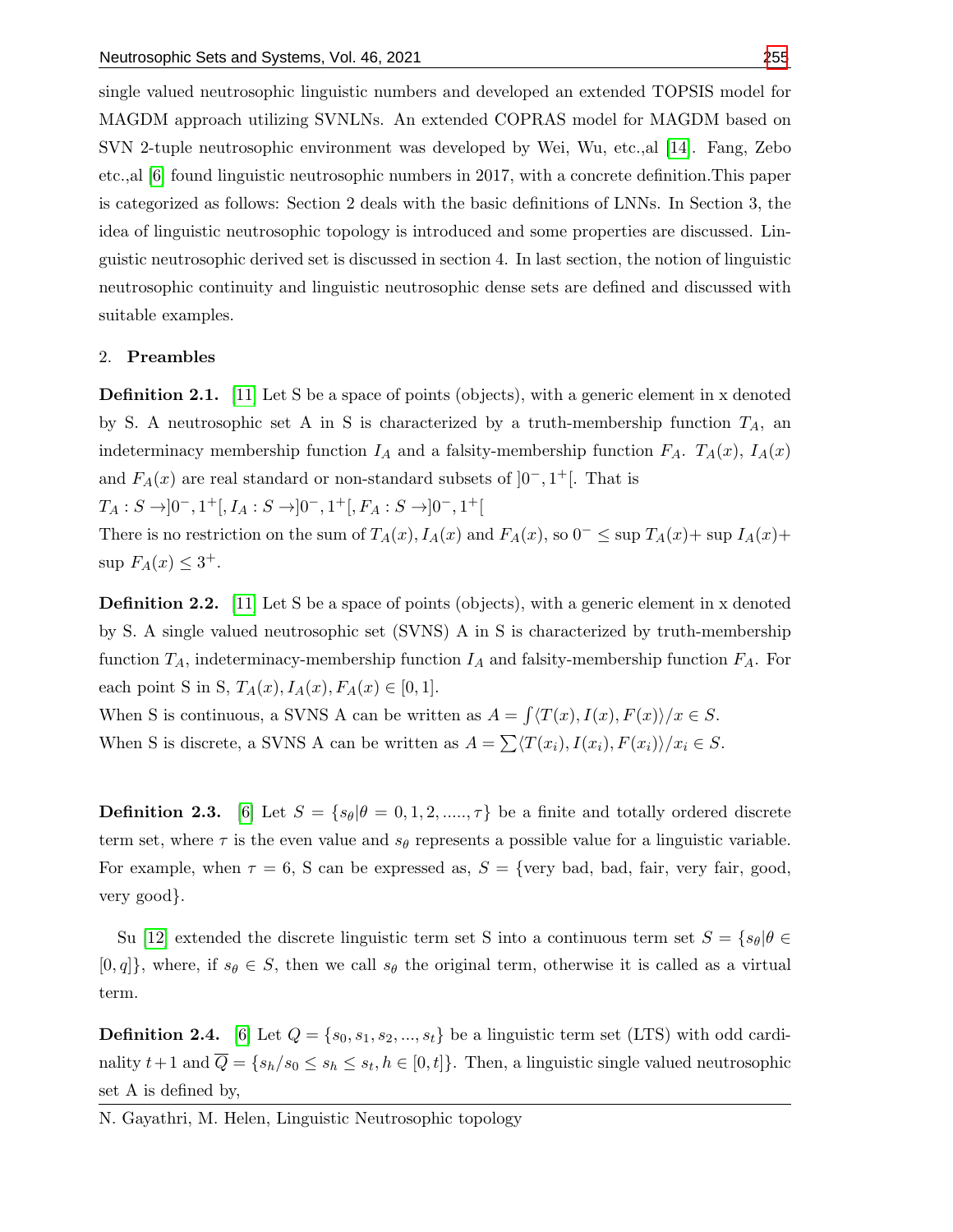single valued neutrosophic linguistic numbers and developed an extended TOPSIS model for MAGDM approach utilizing SVNLNs. An extended COPRAS model for MAGDM based on SVN 2-tuple neutrosophic environment was developed by Wei, Wu, etc.,al [14]. Fang, Zebo etc.,al [6] found linguistic neutrosophic numbers in 2017, with a concrete definition.This paper is categorized as follows: Section 2 deals with the basic definitions of LNNs. In Section 3, the idea of linguistic neutrosophic topology is introduced and some properties are discussed. Linguistic neutrosophic derived set is discussed in section 4. In last section, the notion of linguistic neutrosophic continuity and linguistic neutrosophic dense sets are defined and discussed with suitable examples.

## 2. Preambles

**Definition 2.1.** [11] Let S be a space of points (objects), with a generic element in x denoted by S. A neutrosophic set A in S is characterized by a truth-membership function $T_A$, an indeterminacy membership function $I_A$ and a falsity-membership function $F_A$. $T_A(x)$, $I_A(x)$ and $F_A(x)$ are real standard or non-standard subsets of $]0^-, 1^+[$. That is
$T_A : S \to ]0^-, 1^+[, I_A : S \to ]0^-, 1^+[, F_A : S \to ]0^-, 1^+[$
There is no restriction on the sum of $T_A(x), I_A(x)$ and $F_A(x)$, so $0^- \leq \sup T_A(x) + \sup I_A(x) + \sup F_A(x) \leq 3^+$.

**Definition 2.2.** [11] Let S be a space of points (objects), with a generic element in x denoted by S. A single valued neutrosophic set (SVNS) A in S is characterized by truth-membership function $T_A$, indeterminacy-membership function $I_A$ and falsity-membership function $F_A$. For each point S in S, $T_A(x), I_A(x), F_A(x) \in [0, 1]$.
When S is continuous, a SVNS A can be written as $A = \int \langle T(x), I(x), F(x) \rangle / x \in S$.
When S is discrete, a SVNS A can be written as $A = \sum \langle T(x_i), I(x_i), F(x_i) \rangle / x_i \in S$.

**Definition 2.3.** [6] Let $S = \{s_\theta | \theta = 0, 1, 2, ....., \tau\}$ be a finite and totally ordered discrete term set, where $\tau$ is the even value and $s_\theta$ represents a possible value for a linguistic variable. For example, when $\tau = 6$, S can be expressed as, $S = \{$very bad, bad, fair, very fair, good, very good$\}$.

Su [12] extended the discrete linguistic term set S into a continuous term set $S = \{s_\theta | \theta \in [0, q]\}$, where, if $s_\theta \in S$, then we call $s_\theta$ the original term, otherwise it is called as a virtual term.

**Definition 2.4.** [6] Let $Q = \{s_0, s_1, s_2, ..., s_t\}$ be a linguistic term set (LTS) with odd cardinality $t+1$ and $\overline{Q} = \{s_h / s_0 \leq s_h \leq s_t, h \in [0, t]\}$. Then, a linguistic single valued neutrosophic set A is defined by,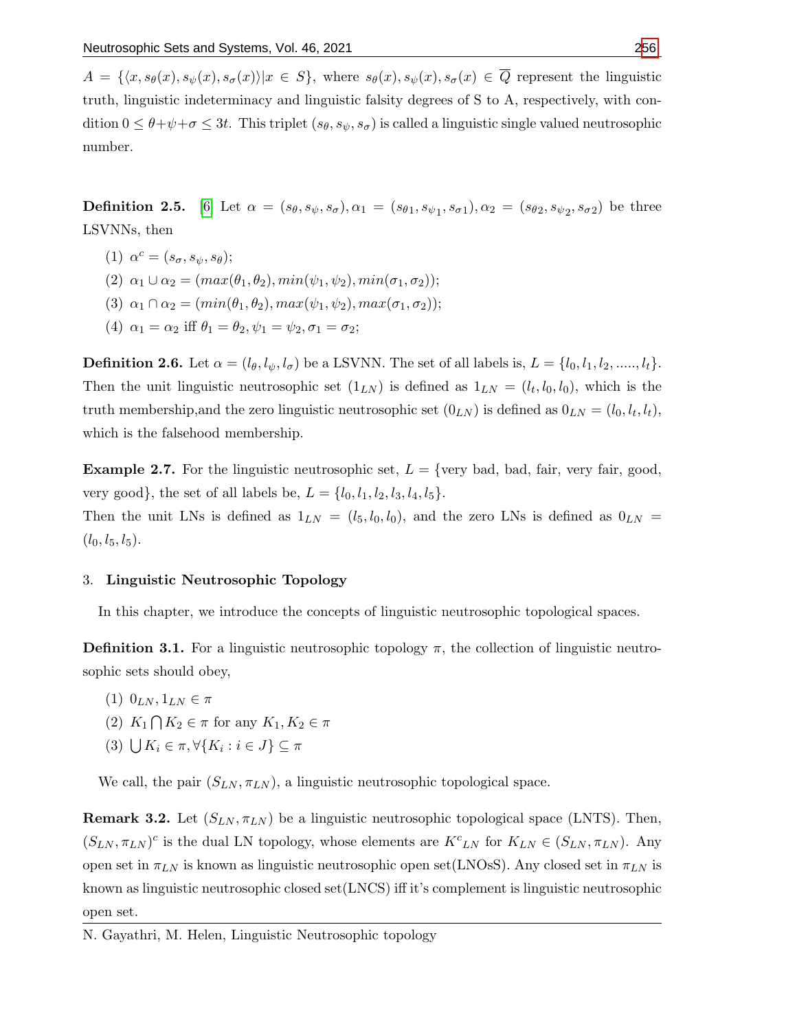$A = \{\langle x, s_\theta(x), s_\psi(x), s_\sigma(x)\rangle | x \in S\}$, where $s_\theta(x), s_\psi(x), s_\sigma(x) \in \overline{Q}$ represent the linguistic truth, linguistic indeterminacy and linguistic falsity degrees of S to A, respectively, with condition $0 \leq \theta+\psi+\sigma \leq 3t$. This triplet $(s_\theta, s_\psi, s_\sigma)$ is called a linguistic single valued neutrosophic number.

**Definition 2.5.** [6] Let $\alpha = (s_\theta, s_\psi, s_\sigma), \alpha_1 = (s_{\theta 1}, s_{\psi_1}, s_{\sigma 1}), \alpha_2 = (s_{\theta 2}, s_{\psi_2}, s_{\sigma 2})$ be three LSVNNs, then

(1) $\alpha^c = (s_\sigma, s_\psi, s_\theta)$;

(2) $\alpha_1 \cup \alpha_2 = (max(\theta_1, \theta_2), min(\psi_1, \psi_2), min(\sigma_1, \sigma_2))$;

(3) $\alpha_1 \cap \alpha_2 = (min(\theta_1, \theta_2), max(\psi_1, \psi_2), max(\sigma_1, \sigma_2))$;

(4) $\alpha_1 = \alpha_2$ iff $\theta_1 = \theta_2, \psi_1 = \psi_2, \sigma_1 = \sigma_2$;

**Definition 2.6.** Let $\alpha = (l_\theta, l_\psi, l_\sigma)$ be a LSVNN. The set of all labels is, $L = \{l_0, l_1, l_2, ....., l_t\}$. Then the unit linguistic neutrosophic set $(1_{LN})$ is defined as $1_{LN} = (l_t, l_0, l_0)$, which is the truth membership,and the zero linguistic neutrosophic set $(0_{LN})$ is defined as $0_{LN} = (l_0, l_t, l_t)$, which is the falsehood membership.

**Example 2.7.** For the linguistic neutrosophic set, $L = \{$very bad, bad, fair, very fair, good, very good$\}$, the set of all labels be, $L = \{l_0, l_1, l_2, l_3, l_4, l_5\}$.
Then the unit LNs is defined as $1_{LN} = (l_5, l_0, l_0)$, and the zero LNs is defined as $0_{LN} = (l_0, l_5, l_5)$.

## 3. Linguistic Neutrosophic Topology

In this chapter, we introduce the concepts of linguistic neutrosophic topological spaces.

**Definition 3.1.** For a linguistic neutrosophic topology $\pi$, the collection of linguistic neutrosophic sets should obey,

(1) $0_{LN}, 1_{LN} \in \pi$

(2) $K_1 \bigcap K_2 \in \pi$ for any $K_1, K_2 \in \pi$

(3) $\bigcup K_i \in \pi, \forall \{K_i : i \in J\} \subseteq \pi$

We call, the pair $(S_{LN}, \pi_{LN})$, a linguistic neutrosophic topological space.

**Remark 3.2.** Let $(S_{LN}, \pi_{LN})$ be a linguistic neutrosophic topological space (LNTS). Then, $(S_{LN}, \pi_{LN})^c$ is the dual LN topology, whose elements are $K^c{}_{LN}$ for $K_{LN} \in (S_{LN}, \pi_{LN})$. Any open set in $\pi_{LN}$ is known as linguistic neutrosophic open set(LNOsS). Any closed set in $\pi_{LN}$ is known as linguistic neutrosophic closed set(LNCS) iff it's complement is linguistic neutrosophic open set.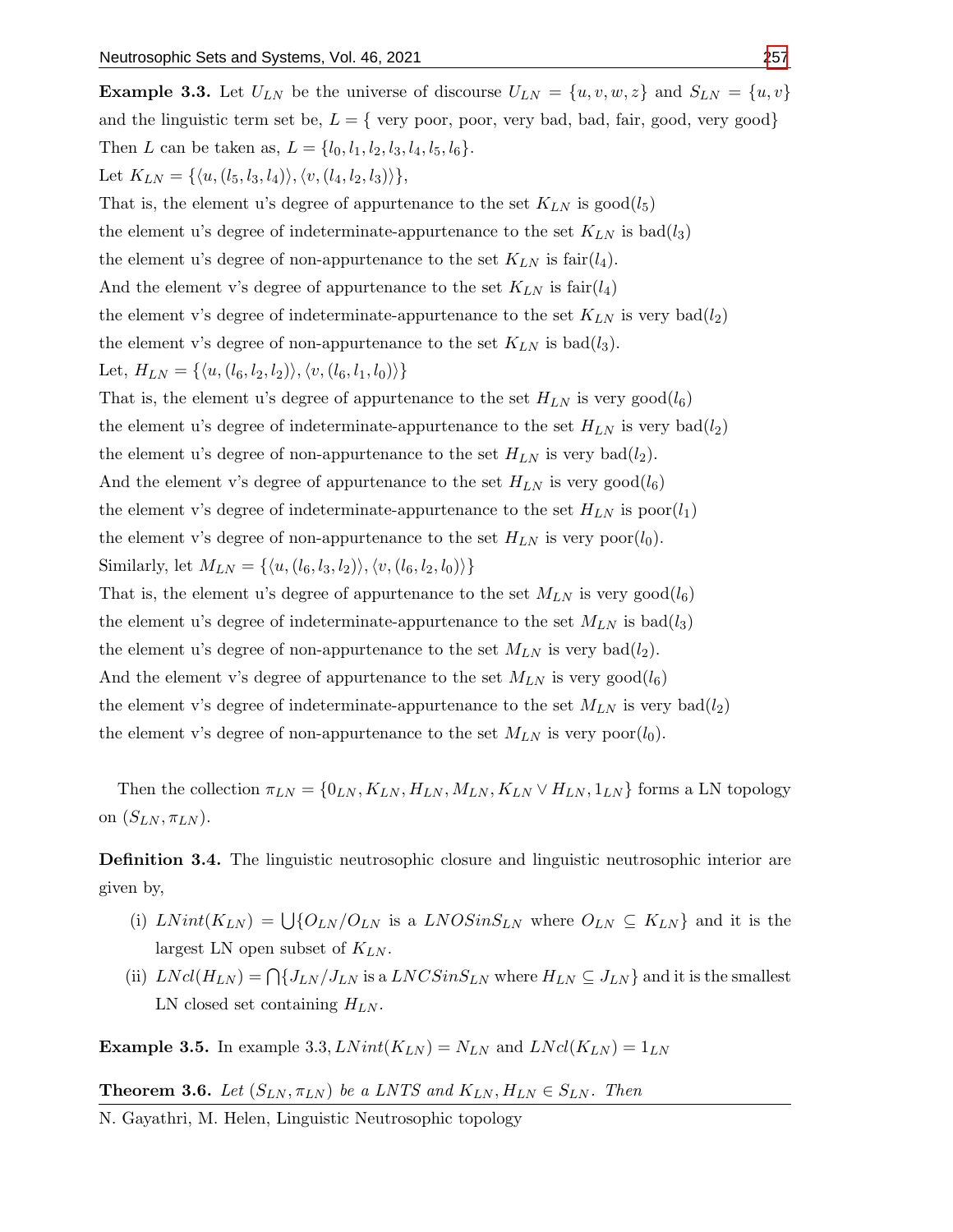**Example 3.3.** Let $U_{LN}$ be the universe of discourse $U_{LN} = \{u, v, w, z\}$ and $S_{LN} = \{u, v\}$ and the linguistic term set be, $L = \{$ very poor, poor, very bad, bad, fair, good, very good$\}$ Then $L$ can be taken as, $L = \{l_0, l_1, l_2, l_3, l_4, l_5, l_6\}$.

Let $K_{LN} = \{\langle u, (l_5, l_3, l_4)\rangle, \langle v, (l_4, l_2, l_3)\rangle\}$,

That is, the element u's degree of appurtenance to the set $K_{LN}$ is good($l_5$)
the element u's degree of indeterminate-appurtenance to the set $K_{LN}$ is bad($l_3$)
the element u's degree of non-appurtenance to the set $K_{LN}$ is fair($l_4$).
And the element v's degree of appurtenance to the set $K_{LN}$ is fair($l_4$)
the element v's degree of indeterminate-appurtenance to the set $K_{LN}$ is very bad($l_2$)
the element v's degree of non-appurtenance to the set $K_{LN}$ is bad($l_3$).

Let, $H_{LN} = \{\langle u, (l_6, l_2, l_2)\rangle, \langle v, (l_6, l_1, l_0)\rangle\}$

That is, the element u's degree of appurtenance to the set $H_{LN}$ is very good($l_6$)
the element u's degree of indeterminate-appurtenance to the set $H_{LN}$ is very bad($l_2$)
the element u's degree of non-appurtenance to the set $H_{LN}$ is very bad($l_2$).
And the element v's degree of appurtenance to the set $H_{LN}$ is very good($l_6$)
the element v's degree of indeterminate-appurtenance to the set $H_{LN}$ is poor($l_1$)
the element v's degree of non-appurtenance to the set $H_{LN}$ is very poor($l_0$).

Similarly, let $M_{LN} = \{\langle u, (l_6, l_3, l_2)\rangle, \langle v, (l_6, l_2, l_0)\rangle\}$

That is, the element u's degree of appurtenance to the set $M_{LN}$ is very good($l_6$)
the element u's degree of indeterminate-appurtenance to the set $M_{LN}$ is bad($l_3$)
the element u's degree of non-appurtenance to the set $M_{LN}$ is very bad($l_2$).
And the element v's degree of appurtenance to the set $M_{LN}$ is very good($l_6$)
the element v's degree of indeterminate-appurtenance to the set $M_{LN}$ is very bad($l_2$)
the element v's degree of non-appurtenance to the set $M_{LN}$ is very poor($l_0$).

Then the collection $\pi_{LN} = \{0_{LN}, K_{LN}, H_{LN}, M_{LN}, K_{LN} \vee H_{LN}, 1_{LN}\}$ forms a LN topology on $(S_{LN}, \pi_{LN})$.

**Definition 3.4.** The linguistic neutrosophic closure and linguistic neutrosophic interior are given by,

(i) $LNint(K_{LN}) = \bigcup\{O_{LN}/O_{LN}$ is a $LNOSinS_{LN}$ where $O_{LN} \subseteq K_{LN}\}$ and it is the largest LN open subset of $K_{LN}$.

(ii) $LNcl(H_{LN}) = \bigcap\{J_{LN}/J_{LN}$ is a $LNCSinS_{LN}$ where $H_{LN} \subseteq J_{LN}\}$ and it is the smallest LN closed set containing $H_{LN}$.

**Example 3.5.** In example 3.3, $LNint(K_{LN}) = N_{LN}$ and $LNcl(K_{LN}) = 1_{LN}$

**Theorem 3.6.** *Let $(S_{LN}, \pi_{LN})$ be a LNTS and $K_{LN}, H_{LN} \in S_{LN}$. Then*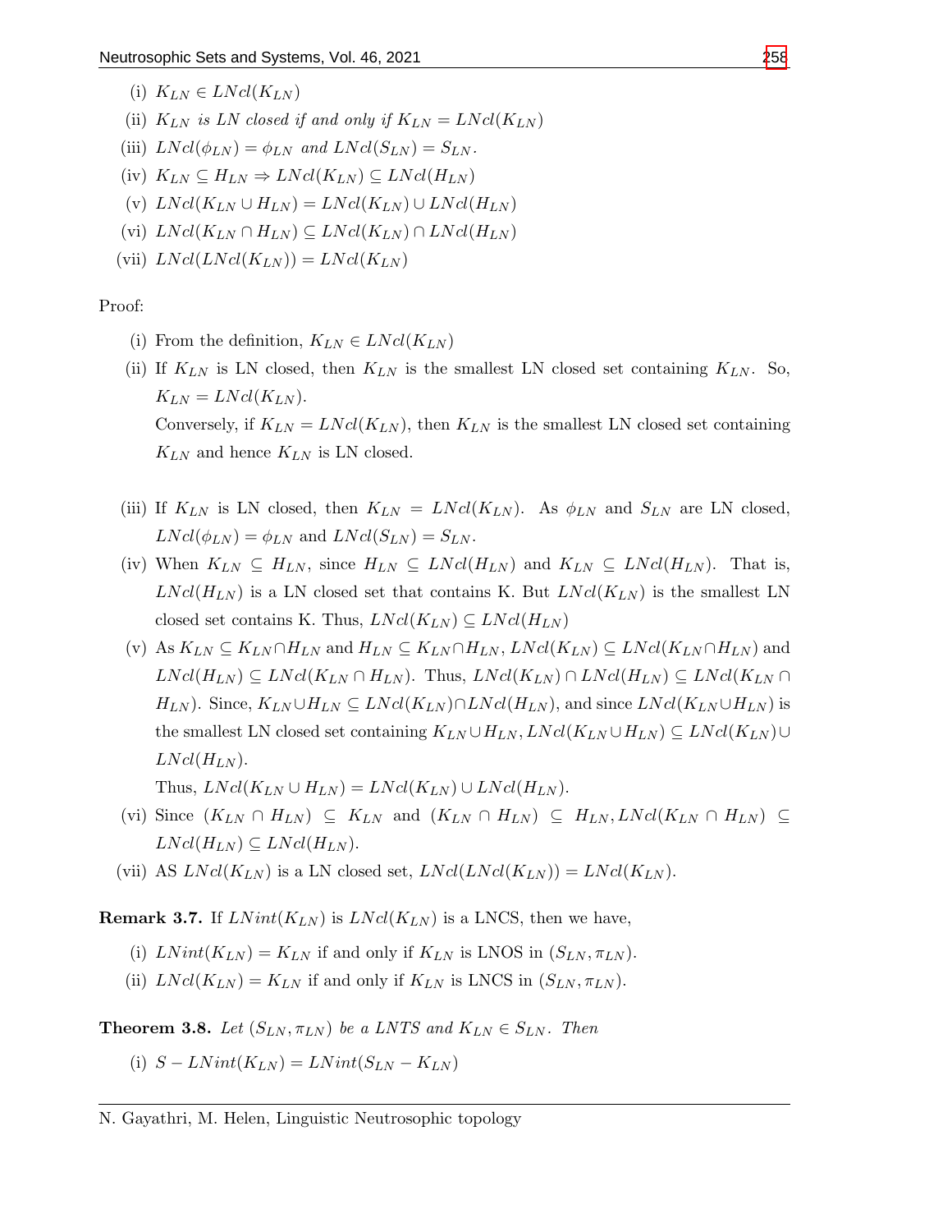(i) $K_{LN} \in LNcl(K_{LN})$

(ii) $K_{LN}$ *is LN closed if and only if* $K_{LN} = LNcl(K_{LN})$

(iii) $LNcl(\phi_{LN}) = \phi_{LN}$ *and* $LNcl(S_{LN}) = S_{LN}$.

(iv) $K_{LN} \subseteq H_{LN} \Rightarrow LNcl(K_{LN}) \subseteq LNcl(H_{LN})$

(v) $LNcl(K_{LN} \cup H_{LN}) = LNcl(K_{LN}) \cup LNcl(H_{LN})$

(vi) $LNcl(K_{LN} \cap H_{LN}) \subseteq LNcl(K_{LN}) \cap LNcl(H_{LN})$

(vii) $LNcl(LNcl(K_{LN})) = LNcl(K_{LN})$

Proof:

(i) From the definition, $K_{LN} \in LNcl(K_{LN})$

(ii) If $K_{LN}$ is LN closed, then $K_{LN}$ is the smallest LN closed set containing $K_{LN}$. So, $K_{LN} = LNcl(K_{LN})$.
Conversely, if $K_{LN} = LNcl(K_{LN})$, then $K_{LN}$ is the smallest LN closed set containing $K_{LN}$ and hence $K_{LN}$ is LN closed.

(iii) If $K_{LN}$ is LN closed, then $K_{LN} = LNcl(K_{LN})$. As $\phi_{LN}$ and $S_{LN}$ are LN closed, $LNcl(\phi_{LN}) = \phi_{LN}$ and $LNcl(S_{LN}) = S_{LN}$.

(iv) When $K_{LN} \subseteq H_{LN}$, since $H_{LN} \subseteq LNcl(H_{LN})$ and $K_{LN} \subseteq LNcl(H_{LN})$. That is, $LNcl(H_{LN})$ is a LN closed set that contains K. But $LNcl(K_{LN})$ is the smallest LN closed set contains K. Thus, $LNcl(K_{LN}) \subseteq LNcl(H_{LN})$

(v) As $K_{LN} \subseteq K_{LN} \cap H_{LN}$ and $H_{LN} \subseteq K_{LN} \cap H_{LN}$, $LNcl(K_{LN}) \subseteq LNcl(K_{LN} \cap H_{LN})$ and $LNcl(H_{LN}) \subseteq LNcl(K_{LN} \cap H_{LN})$. Thus, $LNcl(K_{LN}) \cap LNcl(H_{LN}) \subseteq LNcl(K_{LN} \cap H_{LN})$. Since, $K_{LN} \cup H_{LN} \subseteq LNcl(K_{LN}) \cap LNcl(H_{LN})$, and since $LNcl(K_{LN} \cup H_{LN})$ is the smallest LN closed set containing $K_{LN} \cup H_{LN}$, $LNcl(K_{LN} \cup H_{LN}) \subseteq LNcl(K_{LN}) \cup LNcl(H_{LN})$.
Thus, $LNcl(K_{LN} \cup H_{LN}) = LNcl(K_{LN}) \cup LNcl(H_{LN})$.

(vi) Since $(K_{LN} \cap H_{LN}) \subseteq K_{LN}$ and $(K_{LN} \cap H_{LN}) \subseteq H_{LN}, LNcl(K_{LN} \cap H_{LN}) \subseteq LNcl(H_{LN}) \subseteq LNcl(H_{LN})$.

(vii) AS $LNcl(K_{LN})$ is a LN closed set, $LNcl(LNcl(K_{LN})) = LNcl(K_{LN})$.

**Remark 3.7.** If $LNint(K_{LN})$ is $LNcl(K_{LN})$ is a LNCS, then we have,

(i) $LNint(K_{LN}) = K_{LN}$ if and only if $K_{LN}$ is LNOS in $(S_{LN}, \pi_{LN})$.

(ii) $LNcl(K_{LN}) = K_{LN}$ if and only if $K_{LN}$ is LNCS in $(S_{LN}, \pi_{LN})$.

**Theorem 3.8.** *Let* $(S_{LN}, \pi_{LN})$ *be a LNTS and* $K_{LN} \in S_{LN}$. *Then*

(i) $S - LNint(K_{LN}) = LNint(S_{LN} - K_{LN})$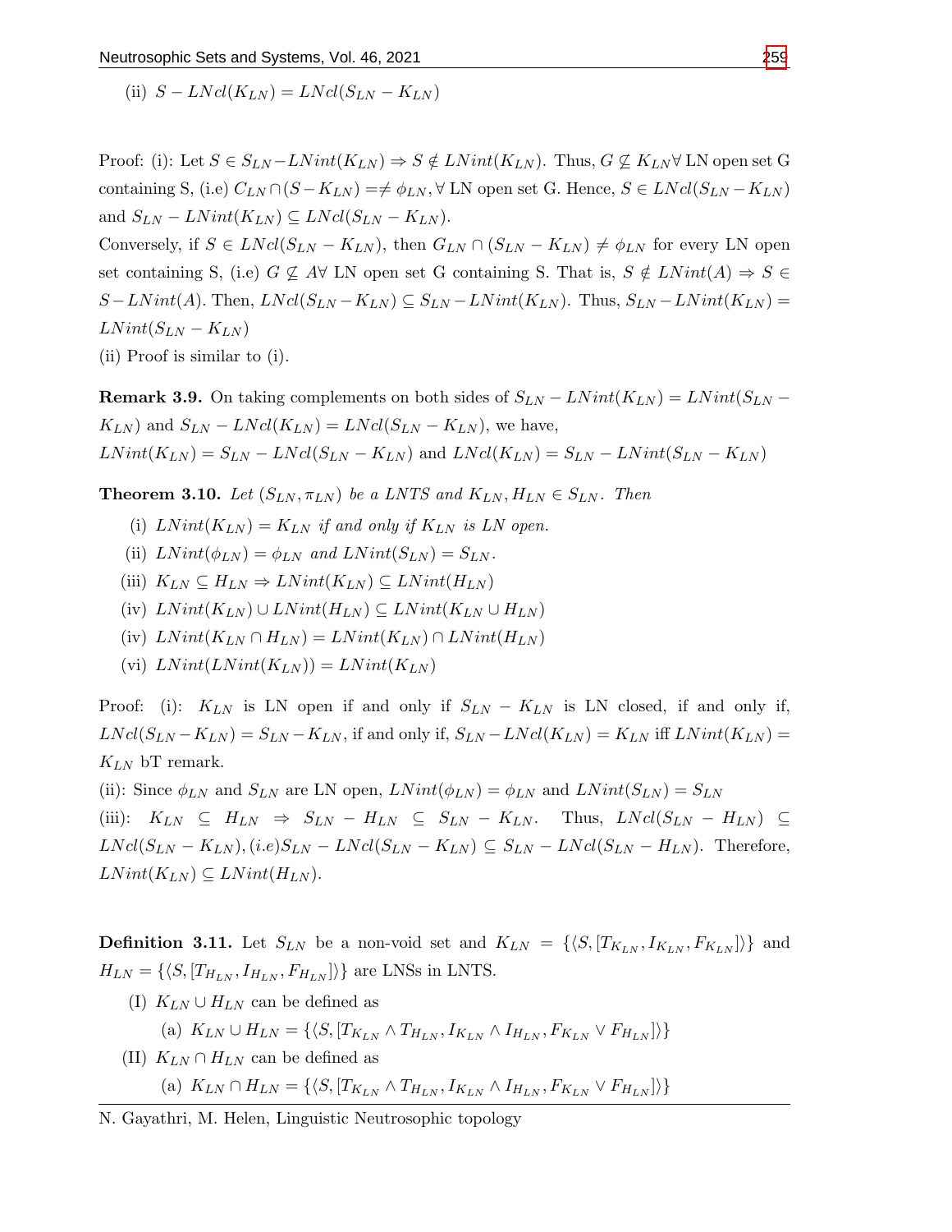(ii) $S - LNcl(K_{LN}) = LNcl(S_{LN} - K_{LN})$

Proof: (i): Let $S \in S_{LN} - LNint(K_{LN}) \Rightarrow S \notin LNint(K_{LN})$. Thus, $G \not\subseteq K_{LN} \forall$ LN open set G containing S, (i.e) $C_{LN} \cap (S - K_{LN}) = \neq \phi_{LN}, \forall$ LN open set G. Hence, $S \in LNcl(S_{LN} - K_{LN})$ and $S_{LN} - LNint(K_{LN}) \subseteq LNcl(S_{LN} - K_{LN})$.

Conversely, if $S \in LNcl(S_{LN} - K_{LN})$, then $G_{LN} \cap (S_{LN} - K_{LN}) \neq \phi_{LN}$ for every LN open set containing S, (i.e) $G \not\subseteq A \forall$ LN open set G containing S. That is, $S \notin LNint(A) \Rightarrow S \in S - LNint(A)$. Then, $LNcl(S_{LN} - K_{LN}) \subseteq S_{LN} - LNint(K_{LN})$. Thus, $S_{LN} - LNint(K_{LN}) = LNint(S_{LN} - K_{LN})$

(ii) Proof is similar to (i).

**Remark 3.9.** On taking complements on both sides of $S_{LN} - LNint(K_{LN}) = LNint(S_{LN} - K_{LN})$ and $S_{LN} - LNcl(K_{LN}) = LNcl(S_{LN} - K_{LN})$, we have,
$LNint(K_{LN}) = S_{LN} - LNcl(S_{LN} - K_{LN})$ and $LNcl(K_{LN}) = S_{LN} - LNint(S_{LN} - K_{LN})$

**Theorem 3.10.** *Let $(S_{LN}, \pi_{LN})$ be a LNTS and $K_{LN}, H_{LN} \in S_{LN}$. Then*

(i) *$LNint(K_{LN}) = K_{LN}$ if and only if $K_{LN}$ is LN open.*

(ii) *$LNint(\phi_{LN}) = \phi_{LN}$ and $LNint(S_{LN}) = S_{LN}$.*

(iii) *$K_{LN} \subseteq H_{LN} \Rightarrow LNint(K_{LN}) \subseteq LNint(H_{LN})$*

(iv) *$LNint(K_{LN}) \cup LNint(H_{LN}) \subseteq LNint(K_{LN} \cup H_{LN})$*

(iv) *$LNint(K_{LN} \cap H_{LN}) = LNint(K_{LN}) \cap LNint(H_{LN})$*

(vi) *$LNint(LNint(K_{LN})) = LNint(K_{LN})$*

Proof: (i): $K_{LN}$ is LN open if and only if $S_{LN} - K_{LN}$ is LN closed, if and only if, $LNcl(S_{LN} - K_{LN}) = S_{LN} - K_{LN}$, if and only if, $S_{LN} - LNcl(K_{LN}) = K_{LN}$ iff $LNint(K_{LN}) = K_{LN}$ bT remark.

(ii): Since $\phi_{LN}$ and $S_{LN}$ are LN open, $LNint(\phi_{LN}) = \phi_{LN}$ and $LNint(S_{LN}) = S_{LN}$

(iii): $K_{LN} \subseteq H_{LN} \Rightarrow S_{LN} - H_{LN} \subseteq S_{LN} - K_{LN}$. Thus, $LNcl(S_{LN} - H_{LN}) \subseteq LNcl(S_{LN} - K_{LN}), (i.e) S_{LN} - LNcl(S_{LN} - K_{LN}) \subseteq S_{LN} - LNcl(S_{LN} - H_{LN})$. Therefore, $LNint(K_{LN}) \subseteq LNint(H_{LN})$.

**Definition 3.11.** Let $S_{LN}$ be a non-void set and $K_{LN} = \{\langle S, [T_{K_{LN}}, I_{K_{LN}}, F_{K_{LN}}]\rangle\}$ and $H_{LN} = \{\langle S, [T_{H_{LN}}, I_{H_{LN}}, F_{H_{LN}}]\rangle\}$ are LNSs in LNTS.

(I) $K_{LN} \cup H_{LN}$ can be defined as

(a) $K_{LN} \cup H_{LN} = \{\langle S, [T_{K_{LN}} \wedge T_{H_{LN}}, I_{K_{LN}} \wedge I_{H_{LN}}, F_{K_{LN}} \vee F_{H_{LN}}]\rangle\}$

(II) $K_{LN} \cap H_{LN}$ can be defined as

(a) $K_{LN} \cap H_{LN} = \{\langle S, [T_{K_{LN}} \wedge T_{H_{LN}}, I_{K_{LN}} \wedge I_{H_{LN}}, F_{K_{LN}} \vee F_{H_{LN}}]\rangle\}$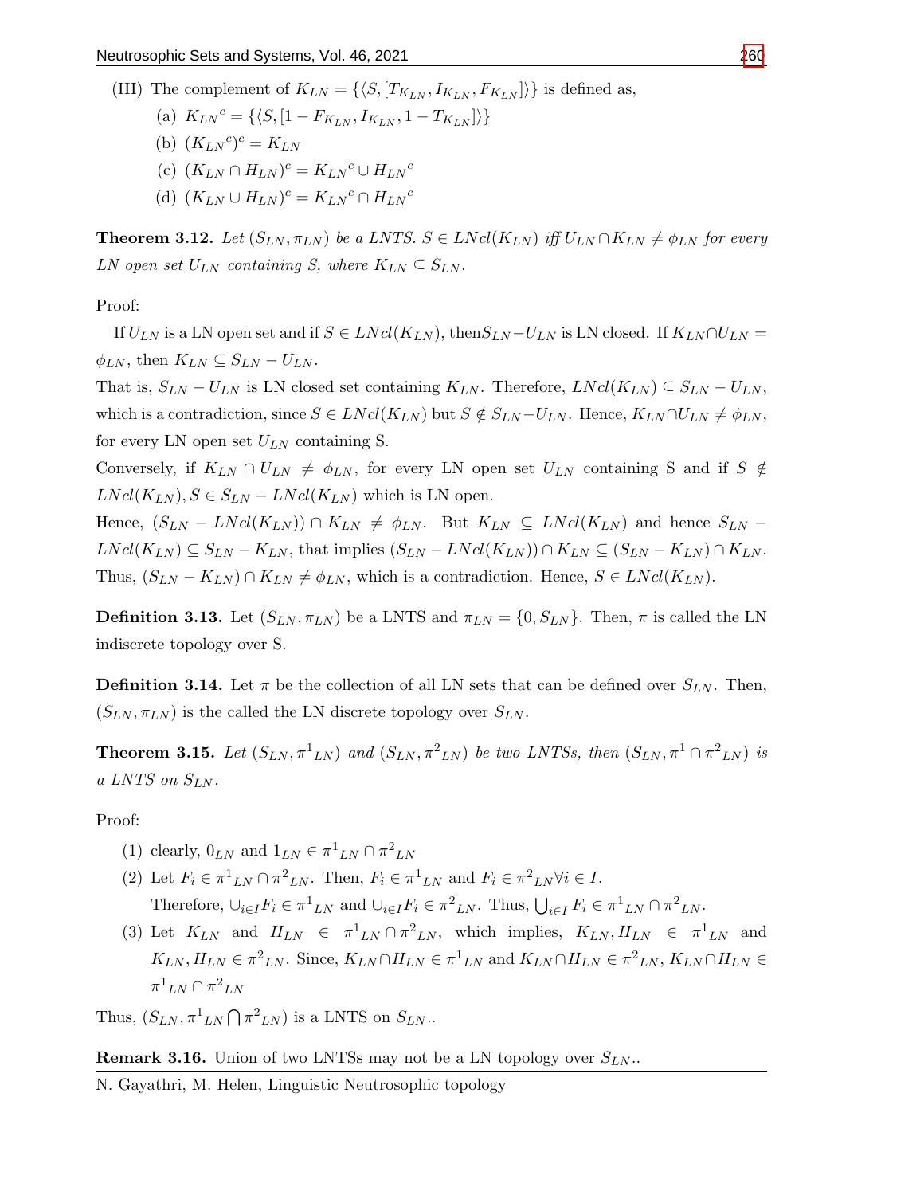(III) The complement of $K_{LN} = \{\langle S, [T_{K_{LN}}, I_{K_{LN}}, F_{K_{LN}}]\rangle\}$ is defined as,

(a) ${K_{LN}}^c = \{\langle S, [1 - F_{K_{LN}}, I_{K_{LN}}, 1 - T_{K_{LN}}]\rangle\}$

(b) $({K_{LN}}^c)^c = K_{LN}$

(c) $(K_{LN} \cap H_{LN})^c = {K_{LN}}^c \cup {H_{LN}}^c$

(d) $(K_{LN} \cup H_{LN})^c = {K_{LN}}^c \cap {H_{LN}}^c$

**Theorem 3.12.** *Let $(S_{LN}, \pi_{LN})$ be a LNTS. $S \in LNcl(K_{LN})$ iff $U_{LN} \cap K_{LN} \neq \phi_{LN}$ for every LN open set $U_{LN}$ containing S, where $K_{LN} \subseteq S_{LN}$.*

Proof:

If $U_{LN}$ is a LN open set and if $S \in LNcl(K_{LN})$, then$S_{LN} - U_{LN}$ is LN closed. If $K_{LN} \cap U_{LN} = \phi_{LN}$, then $K_{LN} \subseteq S_{LN} - U_{LN}$.

That is, $S_{LN} - U_{LN}$ is LN closed set containing $K_{LN}$. Therefore, $LNcl(K_{LN}) \subseteq S_{LN} - U_{LN}$, which is a contradiction, since $S \in LNcl(K_{LN})$ but $S \notin S_{LN} - U_{LN}$. Hence, $K_{LN} \cap U_{LN} \neq \phi_{LN}$, for every LN open set $U_{LN}$ containing S.

Conversely, if $K_{LN} \cap U_{LN} \neq \phi_{LN}$, for every LN open set $U_{LN}$ containing S and if $S \notin LNcl(K_{LN}), S \in S_{LN} - LNcl(K_{LN})$ which is LN open.

Hence, $(S_{LN} - LNcl(K_{LN})) \cap K_{LN} \neq \phi_{LN}$. But $K_{LN} \subseteq LNcl(K_{LN})$ and hence $S_{LN} - LNcl(K_{LN}) \subseteq S_{LN} - K_{LN}$, that implies $(S_{LN} - LNcl(K_{LN})) \cap K_{LN} \subseteq (S_{LN} - K_{LN}) \cap K_{LN}$. Thus, $(S_{LN} - K_{LN}) \cap K_{LN} \neq \phi_{LN}$, which is a contradiction. Hence, $S \in LNcl(K_{LN})$.

**Definition 3.13.** Let $(S_{LN}, \pi_{LN})$ be a LNTS and $\pi_{LN} = \{0, S_{LN}\}$. Then, $\pi$ is called the LN indiscrete topology over S.

**Definition 3.14.** Let $\pi$ be the collection of all LN sets that can be defined over $S_{LN}$. Then, $(S_{LN}, \pi_{LN})$ is the called the LN discrete topology over $S_{LN}$.

**Theorem 3.15.** *Let $(S_{LN}, {\pi^1}_{LN})$ and $(S_{LN}, {\pi^2}_{LN})$ be two LNTSs, then $(S_{LN}, \pi^1 \cap {\pi^2}_{LN})$ is a LNTS on $S_{LN}$.*

Proof:

(1) clearly, $0_{LN}$ and $1_{LN} \in {\pi^1}_{LN} \cap {\pi^2}_{LN}$

(2) Let $F_i \in {\pi^1}_{LN} \cap {\pi^2}_{LN}$. Then, $F_i \in {\pi^1}_{LN}$ and $F_i \in {\pi^2}_{LN} \forall i \in I$.
Therefore, $\cup_{i \in I} F_i \in {\pi^1}_{LN}$ and $\cup_{i \in I} F_i \in {\pi^2}_{LN}$. Thus, $\bigcup_{i \in I} F_i \in {\pi^1}_{LN} \cap {\pi^2}_{LN}$.

(3) Let $K_{LN}$ and $H_{LN} \in {\pi^1}_{LN} \cap {\pi^2}_{LN}$, which implies, $K_{LN}, H_{LN} \in {\pi^1}_{LN}$ and $K_{LN}, H_{LN} \in {\pi^2}_{LN}$. Since, $K_{LN} \cap H_{LN} \in {\pi^1}_{LN}$ and $K_{LN} \cap H_{LN} \in {\pi^2}_{LN}$, $K_{LN} \cap H_{LN} \in {\pi^1}_{LN} \cap {\pi^2}_{LN}$

Thus, $(S_{LN}, {\pi^1}_{LN} \bigcap {\pi^2}_{LN})$ is a LNTS on $S_{LN}$..

**Remark 3.16.** Union of two LNTSs may not be a LN topology over $S_{LN}$..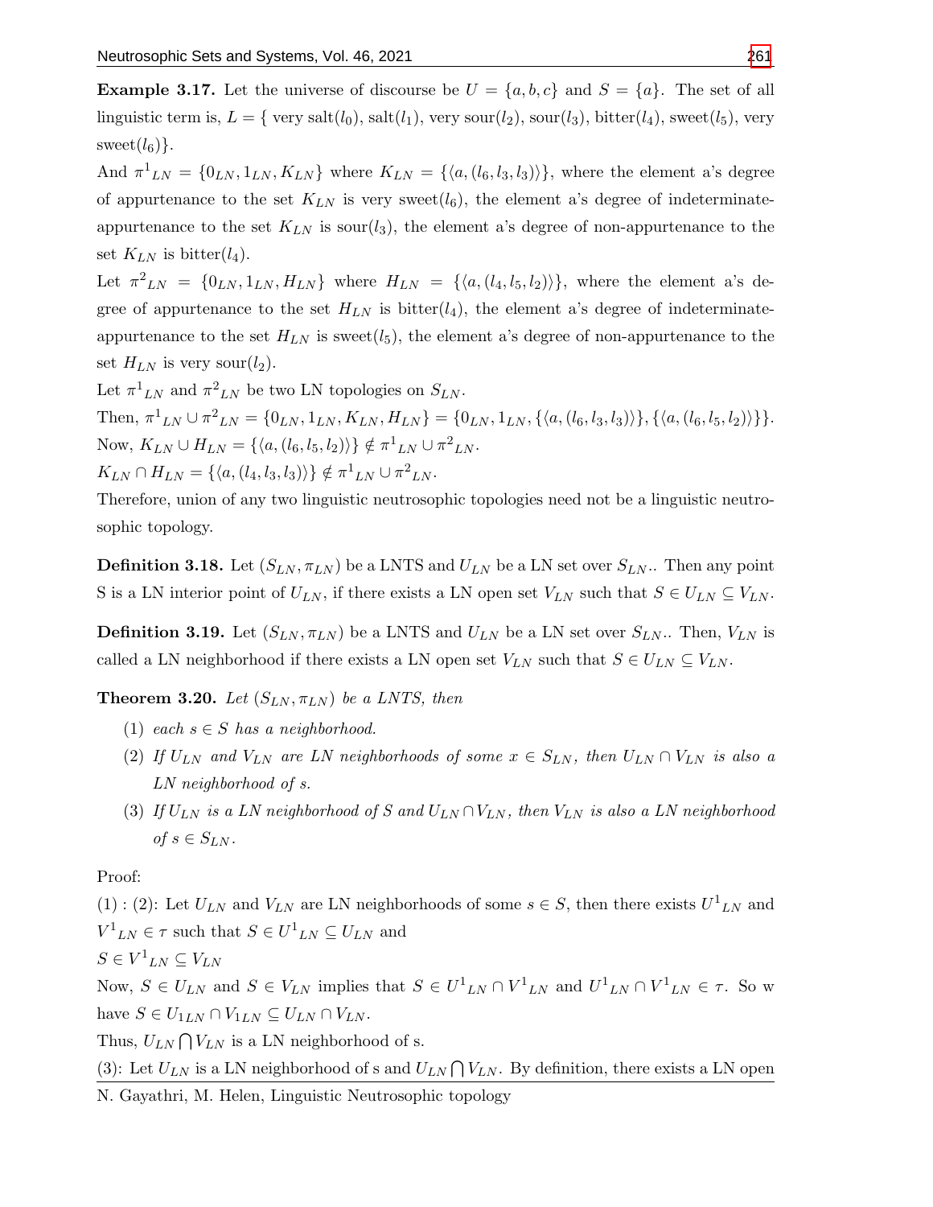**Example 3.17.** Let the universe of discourse be $U = \{a, b, c\}$ and $S = \{a\}$. The set of all linguistic term is, $L = \{$ very salt$(l_0)$, salt$(l_1)$, very sour$(l_2)$, sour$(l_3)$, bitter$(l_4)$, sweet$(l_5)$, very sweet$(l_6)\}$.

And ${\pi^1}_{LN} = \{0_{LN}, 1_{LN}, K_{LN}\}$ where $K_{LN} = \{\langle a, (l_6, l_3, l_3)\rangle\}$, where the element a's degree of appurtenance to the set $K_{LN}$ is very sweet$(l_6)$, the element a's degree of indeterminate-appurtenance to the set $K_{LN}$ is sour$(l_3)$, the element a's degree of non-appurtenance to the set $K_{LN}$ is bitter$(l_4)$.

Let ${\pi^2}_{LN} = \{0_{LN}, 1_{LN}, H_{LN}\}$ where $H_{LN} = \{\langle a, (l_4, l_5, l_2)\rangle\}$, where the element a's degree of appurtenance to the set $H_{LN}$ is bitter$(l_4)$, the element a's degree of indeterminate-appurtenance to the set $H_{LN}$ is sweet$(l_5)$, the element a's degree of non-appurtenance to the set $H_{LN}$ is very sour$(l_2)$.

Let ${\pi^1}_{LN}$ and ${\pi^2}_{LN}$ be two LN topologies on $S_{LN}$.

Then, ${\pi^1}_{LN} \cup {\pi^2}_{LN} = \{0_{LN}, 1_{LN}, K_{LN}, H_{LN}\} = \{0_{LN}, 1_{LN}, \{\langle a, (l_6, l_3, l_3)\rangle\}, \{\langle a, (l_6, l_5, l_2)\rangle\}\}$.

Now, $K_{LN} \cup H_{LN} = \{\langle a, (l_6, l_5, l_2)\rangle\} \notin {\pi^1}_{LN} \cup {\pi^2}_{LN}$.

$K_{LN} \cap H_{LN} = \{\langle a, (l_4, l_3, l_3)\rangle\} \notin {\pi^1}_{LN} \cup {\pi^2}_{LN}$.

Therefore, union of any two linguistic neutrosophic topologies need not be a linguistic neutrosophic topology.

**Definition 3.18.** Let $(S_{LN}, \pi_{LN})$ be a LNTS and $U_{LN}$ be a LN set over $S_{LN}$.. Then any point S is a LN interior point of $U_{LN}$, if there exists a LN open set $V_{LN}$ such that $S \in U_{LN} \subseteq V_{LN}$.

**Definition 3.19.** Let $(S_{LN}, \pi_{LN})$ be a LNTS and $U_{LN}$ be a LN set over $S_{LN}$.. Then, $V_{LN}$ is called a LN neighborhood if there exists a LN open set $V_{LN}$ such that $S \in U_{LN} \subseteq V_{LN}$.

**Theorem 3.20.** *Let $(S_{LN}, \pi_{LN})$ be a LNTS, then*

1. *each $s \in S$ has a neighborhood.*
2. *If $U_{LN}$ and $V_{LN}$ are LN neighborhoods of some $x \in S_{LN}$, then $U_{LN} \cap V_{LN}$ is also a LN neighborhood of s.*
3. *If $U_{LN}$ is a LN neighborhood of S and $U_{LN} \cap V_{LN}$, then $V_{LN}$ is also a LN neighborhood of $s \in S_{LN}$.*

Proof:

(1) : (2): Let $U_{LN}$ and $V_{LN}$ are LN neighborhoods of some $s \in S$, then there exists ${U^1}_{LN}$ and ${V^1}_{LN} \in \tau$ such that $S \in {U^1}_{LN} \subseteq U_{LN}$ and

$S \in {V^1}_{LN} \subseteq V_{LN}$

Now, $S \in U_{LN}$ and $S \in V_{LN}$ implies that $S \in {U^1}_{LN} \cap {V^1}_{LN}$ and ${U^1}_{LN} \cap {V^1}_{LN} \in \tau$. So w have $S \in U_{1LN} \cap V_{1LN} \subseteq U_{LN} \cap V_{LN}$.

Thus, $U_{LN} \bigcap V_{LN}$ is a LN neighborhood of s.

(3): Let $U_{LN}$ is a LN neighborhood of s and $U_{LN} \bigcap V_{LN}$. By definition, there exists a LN open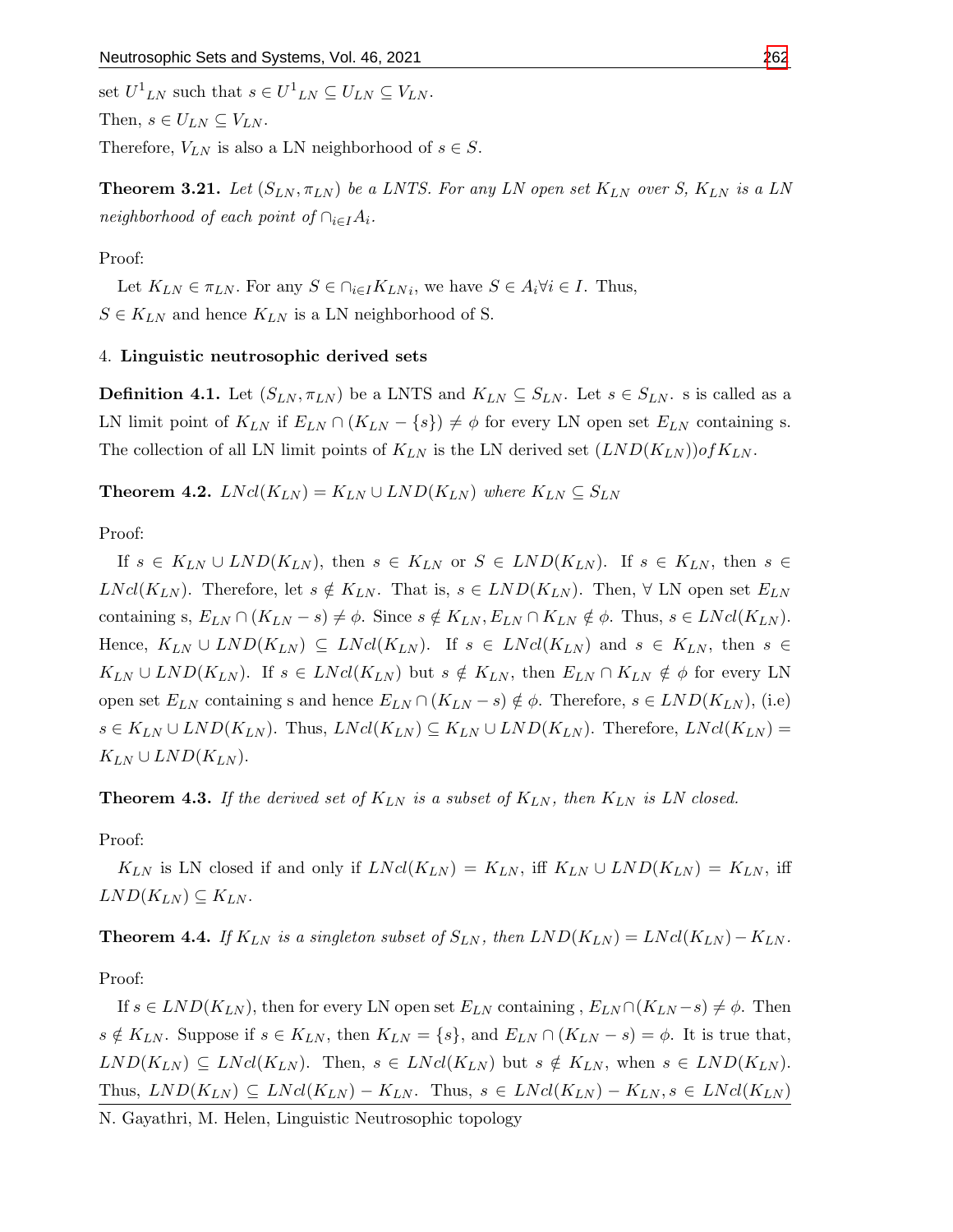set $U^1{}_{LN}$ such that $s \in U^1{}_{LN} \subseteq U_{LN} \subseteq V_{LN}$.

Then, $s \in U_{LN} \subseteq V_{LN}$.

Therefore, $V_{LN}$ is also a LN neighborhood of $s \in S$.

**Theorem 3.21.** *Let $(S_{LN}, \pi_{LN})$ be a LNTS. For any LN open set $K_{LN}$ over S, $K_{LN}$ is a LN neighborhood of each point of $\cap_{i \in I} A_i$.*

Proof:

Let $K_{LN} \in \pi_{LN}$. For any $S \in \cap_{i \in I} K_{LN i}$, we have $S \in A_i \forall i \in I$. Thus, $S \in K_{LN}$ and hence $K_{LN}$ is a LN neighborhood of S.

## 4. **Linguistic neutrosophic derived sets**

**Definition 4.1.** Let $(S_{LN}, \pi_{LN})$ be a LNTS and $K_{LN} \subseteq S_{LN}$. Let $s \in S_{LN}$. s is called as a LN limit point of $K_{LN}$ if $E_{LN} \cap (K_{LN} - \{s\}) \neq \phi$ for every LN open set $E_{LN}$ containing s. The collection of all LN limit points of $K_{LN}$ is the LN derived set $(LND(K_{LN})) of K_{LN}$.

**Theorem 4.2.** *$LNcl(K_{LN}) = K_{LN} \cup LND(K_{LN})$ where $K_{LN} \subseteq S_{LN}$*

Proof:

If $s \in K_{LN} \cup LND(K_{LN})$, then $s \in K_{LN}$ or $S \in LND(K_{LN})$. If $s \in K_{LN}$, then $s \in LNcl(K_{LN})$. Therefore, let $s \notin K_{LN}$. That is, $s \in LND(K_{LN})$. Then, $\forall$ LN open set $E_{LN}$ containing s, $E_{LN} \cap (K_{LN} - s) \neq \phi$. Since $s \notin K_{LN}, E_{LN} \cap K_{LN} \notin \phi$. Thus, $s \in LNcl(K_{LN})$. Hence, $K_{LN} \cup LND(K_{LN}) \subseteq LNcl(K_{LN})$. If $s \in LNcl(K_{LN})$ and $s \in K_{LN}$, then $s \in K_{LN} \cup LND(K_{LN})$. If $s \in LNcl(K_{LN})$ but $s \notin K_{LN}$, then $E_{LN} \cap K_{LN} \notin \phi$ for every LN open set $E_{LN}$ containing s and hence $E_{LN} \cap (K_{LN} - s) \notin \phi$. Therefore, $s \in LND(K_{LN})$, (i.e) $s \in K_{LN} \cup LND(K_{LN})$. Thus, $LNcl(K_{LN}) \subseteq K_{LN} \cup LND(K_{LN})$. Therefore, $LNcl(K_{LN}) = K_{LN} \cup LND(K_{LN})$.

**Theorem 4.3.** *If the derived set of $K_{LN}$ is a subset of $K_{LN}$, then $K_{LN}$ is LN closed.*

Proof:

$K_{LN}$ is LN closed if and only if $LNcl(K_{LN}) = K_{LN}$, iff $K_{LN} \cup LND(K_{LN}) = K_{LN}$, iff $LND(K_{LN}) \subseteq K_{LN}$.

**Theorem 4.4.** *If $K_{LN}$ is a singleton subset of $S_{LN}$, then $LND(K_{LN}) = LNcl(K_{LN}) - K_{LN}$.*

Proof:

If $s \in LND(K_{LN})$, then for every LN open set $E_{LN}$ containing , $E_{LN} \cap (K_{LN} - s) \neq \phi$. Then $s \notin K_{LN}$. Suppose if $s \in K_{LN}$, then $K_{LN} = \{s\}$, and $E_{LN} \cap (K_{LN} - s) = \phi$. It is true that, $LND(K_{LN}) \subseteq LNcl(K_{LN})$. Then, $s \in LNcl(K_{LN})$ but $s \notin K_{LN}$, when $s \in LND(K_{LN})$. Thus, $LND(K_{LN}) \subseteq LNcl(K_{LN}) - K_{LN}$. Thus, $s \in LNcl(K_{LN}) - K_{LN}, s \in LNcl(K_{LN})$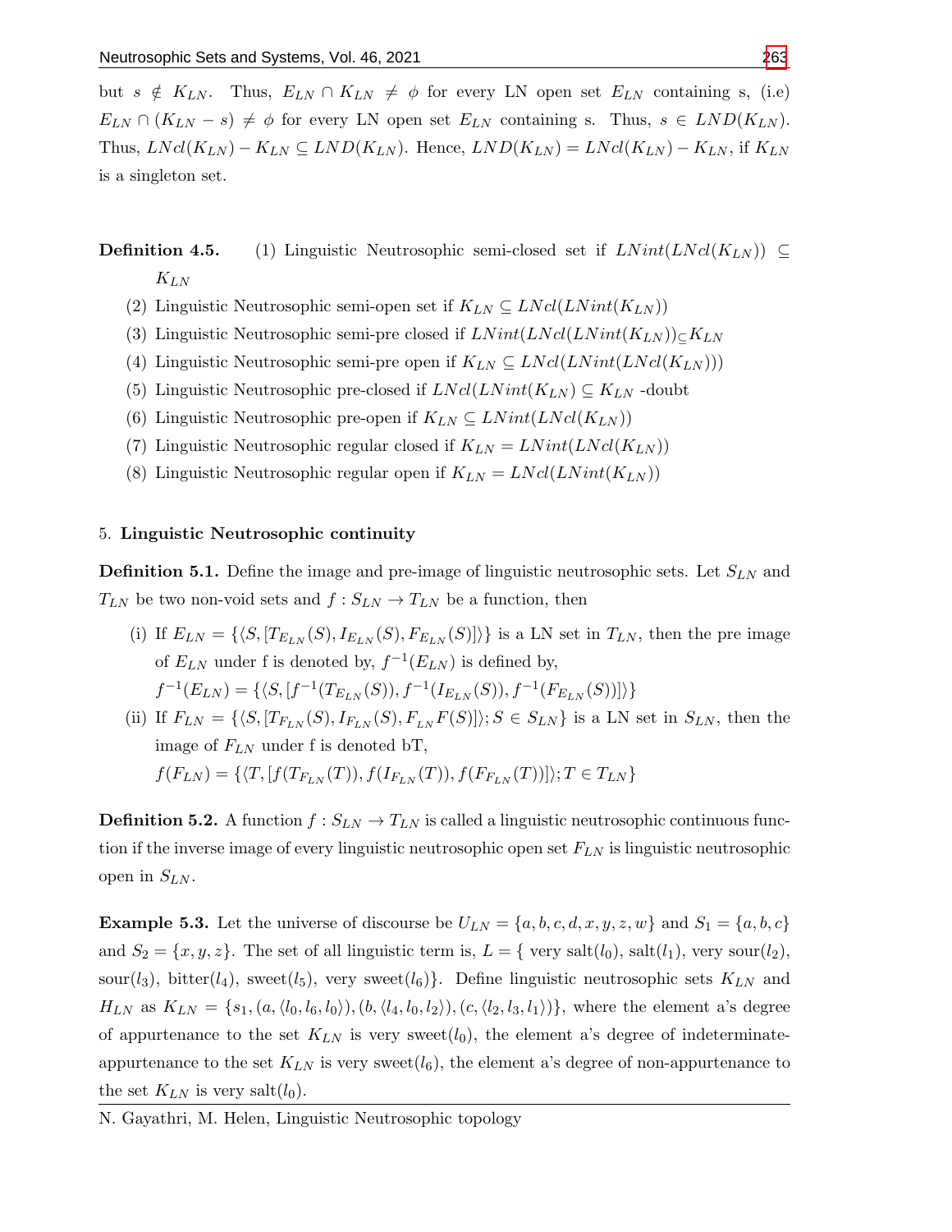but $s \notin K_{LN}$. Thus, $E_{LN} \cap K_{LN} \neq \phi$ for every LN open set $E_{LN}$ containing s, (i.e) $E_{LN} \cap (K_{LN} - s) \neq \phi$ for every LN open set $E_{LN}$ containing s. Thus, $s \in LND(K_{LN})$. Thus, $LNcl(K_{LN}) - K_{LN} \subseteq LND(K_{LN})$. Hence, $LND(K_{LN}) = LNcl(K_{LN}) - K_{LN}$, if $K_{LN}$ is a singleton set.

**Definition 4.5.**

(1) Linguistic Neutrosophic semi-closed set if $LNint(LNcl(K_{LN})) \subseteq K_{LN}$

(2) Linguistic Neutrosophic semi-open set if $K_{LN} \subseteq LNcl(LNint(K_{LN}))$

(3) Linguistic Neutrosophic semi-pre closed if $LNint(LNcl(LNint(K_{LN}))_{\subseteq} K_{LN}$

(4) Linguistic Neutrosophic semi-pre open if $K_{LN} \subseteq LNcl(LNint(LNcl(K_{LN})))$

(5) Linguistic Neutrosophic pre-closed if $LNcl(LNint(K_{LN}) \subseteq K_{LN}$ -doubt

(6) Linguistic Neutrosophic pre-open if $K_{LN} \subseteq LNint(LNcl(K_{LN}))$

(7) Linguistic Neutrosophic regular closed if $K_{LN} = LNint(LNcl(K_{LN}))$

(8) Linguistic Neutrosophic regular open if $K_{LN} = LNcl(LNint(K_{LN}))$

## 5. Linguistic Neutrosophic continuity

**Definition 5.1.** Define the image and pre-image of linguistic neutrosophic sets. Let $S_{LN}$ and $T_{LN}$ be two non-void sets and $f : S_{LN} \to T_{LN}$ be a function, then

(i) If $E_{LN} = \{\langle S, [T_{E_{LN}}(S), I_{E_{LN}}(S), F_{E_{LN}}(S)]\rangle\}$ is a LN set in $T_{LN}$, then the pre image of $E_{LN}$ under f is denoted by, $f^{-1}(E_{LN})$ is defined by,
$f^{-1}(E_{LN}) = \{\langle S, [f^{-1}(T_{E_{LN}}(S)), f^{-1}(I_{E_{LN}}(S)), f^{-1}(F_{E_{LN}}(S))]\rangle\}$

(ii) If $F_{LN} = \{\langle S, [T_{F_{LN}}(S), I_{F_{LN}}(S), F_{LN}F(S)]\rangle; S \in S_{LN}\}$ is a LN set in $S_{LN}$, then the image of $F_{LN}$ under f is denoted bT,
$f(F_{LN}) = \{\langle T, [f(T_{F_{LN}}(T)), f(I_{F_{LN}}(T)), f(F_{F_{LN}}(T))]\rangle; T \in T_{LN}\}$

**Definition 5.2.** A function $f : S_{LN} \to T_{LN}$ is called a linguistic neutrosophic continuous function if the inverse image of every linguistic neutrosophic open set $F_{LN}$ is linguistic neutrosophic open in $S_{LN}$.

**Example 5.3.** Let the universe of discourse be $U_{LN} = \{a, b, c, d, x, y, z, w\}$ and $S_1 = \{a, b, c\}$ and $S_2 = \{x, y, z\}$. The set of all linguistic term is, $L = \{$ very salt($l_0$), salt($l_1$), very sour($l_2$), sour($l_3$), bitter($l_4$), sweet($l_5$), very sweet($l_6$)$\}$. Define linguistic neutrosophic sets $K_{LN}$ and $H_{LN}$ as $K_{LN} = \{s_1, (a, \langle l_0, l_6, l_0\rangle), (b, \langle l_4, l_0, l_2\rangle), (c, \langle l_2, l_3, l_1\rangle)\}$, where the element a's degree of appurtenance to the set $K_{LN}$ is very sweet($l_0$), the element a's degree of indeterminate-appurtenance to the set $K_{LN}$ is very sweet($l_6$), the element a's degree of non-appurtenance to the set $K_{LN}$ is very salt($l_0$).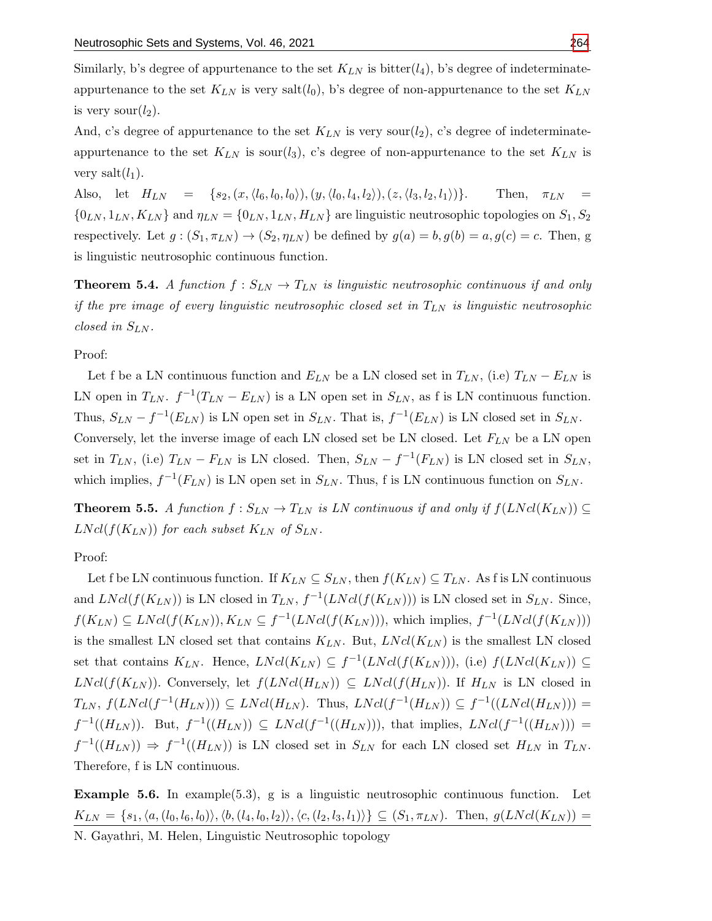Similarly, b's degree of appurtenance to the set $K_{LN}$ is bitter($l_4$), b's degree of indeterminate-appurtenance to the set $K_{LN}$ is very salt($l_0$), b's degree of non-appurtenance to the set $K_{LN}$ is very sour($l_2$).

And, c's degree of appurtenance to the set $K_{LN}$ is very sour($l_2$), c's degree of indeterminate-appurtenance to the set $K_{LN}$ is sour($l_3$), c's degree of non-appurtenance to the set $K_{LN}$ is very salt($l_1$).

Also, let $H_{LN} = \{s_2, (x, \langle l_6, l_0, l_0\rangle), (y, \langle l_0, l_4, l_2\rangle), (z, \langle l_3, l_2, l_1\rangle)\}$. Then, $\pi_{LN} = \{0_{LN}, 1_{LN}, K_{LN}\}$ and $\eta_{LN} = \{0_{LN}, 1_{LN}, H_{LN}\}$ are linguistic neutrosophic topologies on $S_1, S_2$ respectively. Let $g : (S_1, \pi_{LN}) \to (S_2, \eta_{LN})$ be defined by $g(a) = b, g(b) = a, g(c) = c$. Then, g is linguistic neutrosophic continuous function.

**Theorem 5.4.** *A function $f : S_{LN} \to T_{LN}$ is linguistic neutrosophic continuous if and only if the pre image of every linguistic neutrosophic closed set in $T_{LN}$ is linguistic neutrosophic closed in $S_{LN}$.*

Proof:

Let f be a LN continuous function and $E_{LN}$ be a LN closed set in $T_{LN}$, (i.e) $T_{LN} - E_{LN}$ is LN open in $T_{LN}$. $f^{-1}(T_{LN} - E_{LN})$ is a LN open set in $S_{LN}$, as f is LN continuous function. Thus, $S_{LN} - f^{-1}(E_{LN})$ is LN open set in $S_{LN}$. That is, $f^{-1}(E_{LN})$ is LN closed set in $S_{LN}$. Conversely, let the inverse image of each LN closed set be LN closed. Let $F_{LN}$ be a LN open set in $T_{LN}$, (i.e) $T_{LN} - F_{LN}$ is LN closed. Then, $S_{LN} - f^{-1}(F_{LN})$ is LN closed set in $S_{LN}$, which implies, $f^{-1}(F_{LN})$ is LN open set in $S_{LN}$. Thus, f is LN continuous function on $S_{LN}$.

**Theorem 5.5.** *A function $f : S_{LN} \to T_{LN}$ is LN continuous if and only if $f(LNcl(K_{LN})) \subseteq LNcl(f(K_{LN}))$ for each subset $K_{LN}$ of $S_{LN}$.*

Proof:

Let f be LN continuous function. If $K_{LN} \subseteq S_{LN}$, then $f(K_{LN}) \subseteq T_{LN}$. As f is LN continuous and $LNcl(f(K_{LN}))$ is LN closed in $T_{LN}$, $f^{-1}(LNcl(f(K_{LN})))$ is LN closed set in $S_{LN}$. Since, $f(K_{LN}) \subseteq LNcl(f(K_{LN})), K_{LN} \subseteq f^{-1}(LNcl(f(K_{LN})))$, which implies, $f^{-1}(LNcl(f(K_{LN})))$ is the smallest LN closed set that contains $K_{LN}$. But, $LNcl(K_{LN})$ is the smallest LN closed set that contains $K_{LN}$. Hence, $LNcl(K_{LN}) \subseteq f^{-1}(LNcl(f(K_{LN})))$, (i.e) $f(LNcl(K_{LN})) \subseteq LNcl(f(K_{LN}))$. Conversely, let $f(LNcl(H_{LN})) \subseteq LNcl(f(H_{LN}))$. If $H_{LN}$ is LN closed in $T_{LN}$, $f(LNcl(f^{-1}(H_{LN}))) \subseteq LNcl(H_{LN})$. Thus, $LNcl(f^{-1}(H_{LN})) \subseteq f^{-1}((LNcl(H_{LN}))) = f^{-1}((H_{LN}))$. But, $f^{-1}((H_{LN})) \subseteq LNcl(f^{-1}((H_{LN})))$, that implies, $LNcl(f^{-1}((H_{LN}))) = f^{-1}((H_{LN})) \Rightarrow f^{-1}((H_{LN}))$ is LN closed set in $S_{LN}$ for each LN closed set $H_{LN}$ in $T_{LN}$. Therefore, f is LN continuous.

**Example 5.6.** In example(5.3), g is a linguistic neutrosophic continuous function. Let $K_{LN} = \{s_1, \langle a, (l_0, l_6, l_0)\rangle, \langle b, (l_4, l_0, l_2)\rangle, \langle c, (l_2, l_3, l_1)\rangle\} \subseteq (S_1, \pi_{LN})$. Then, $g(LNcl(K_{LN})) =$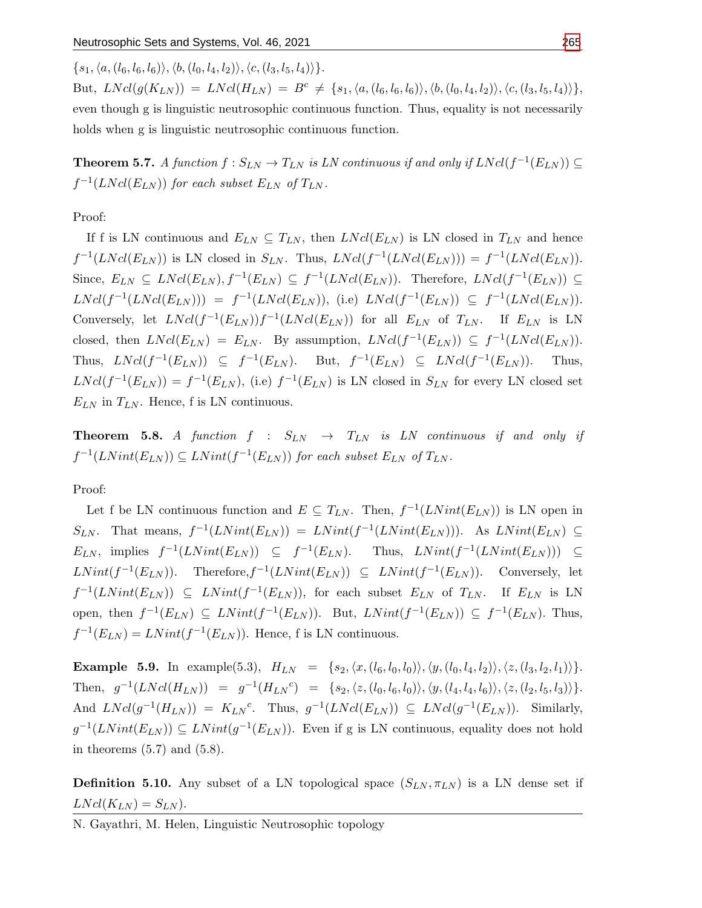$\{s_1, \langle a, (l_6, l_6, l_6)\rangle, \langle b, (l_0, l_4, l_2)\rangle, \langle c, (l_3, l_5, l_4)\rangle\}$.

But, $LNcl(g(K_{LN})) = LNcl(H_{LN}) = B^c \neq \{s_1, \langle a, (l_6, l_6, l_6)\rangle, \langle b, (l_0, l_4, l_2)\rangle, \langle c, (l_3, l_5, l_4)\rangle\}$, even though g is linguistic neutrosophic continuous function. Thus, equality is not necessarily holds when g is linguistic neutrosophic continuous function.

**Theorem 5.7.** *A function $f : S_{LN} \to T_{LN}$ is LN continuous if and only if $LNcl(f^{-1}(E_{LN})) \subseteq f^{-1}(LNcl(E_{LN}))$ for each subset $E_{LN}$ of $T_{LN}$.*

Proof:

If f is LN continuous and $E_{LN} \subseteq T_{LN}$, then $LNcl(E_{LN})$ is LN closed in $T_{LN}$ and hence $f^{-1}(LNcl(E_{LN}))$ is LN closed in $S_{LN}$. Thus, $LNcl(f^{-1}(LNcl(E_{LN}))) = f^{-1}(LNcl(E_{LN}))$. Since, $E_{LN} \subseteq LNcl(E_{LN}), f^{-1}(E_{LN}) \subseteq f^{-1}(LNcl(E_{LN}))$. Therefore, $LNcl(f^{-1}(E_{LN})) \subseteq LNcl(f^{-1}(LNcl(E_{LN}))) = f^{-1}(LNcl(E_{LN}))$, (i.e) $LNcl(f^{-1}(E_{LN})) \subseteq f^{-1}(LNcl(E_{LN}))$. Conversely, let $LNcl(f^{-1}(E_{LN}))f^{-1}(LNcl(E_{LN}))$ for all $E_{LN}$ of $T_{LN}$. If $E_{LN}$ is LN closed, then $LNcl(E_{LN}) = E_{LN}$. By assumption, $LNcl(f^{-1}(E_{LN})) \subseteq f^{-1}(LNcl(E_{LN}))$. Thus, $LNcl(f^{-1}(E_{LN})) \subseteq f^{-1}(E_{LN})$. But, $f^{-1}(E_{LN}) \subseteq LNcl(f^{-1}(E_{LN}))$. Thus, $LNcl(f^{-1}(E_{LN})) = f^{-1}(E_{LN})$, (i.e) $f^{-1}(E_{LN})$ is LN closed in $S_{LN}$ for every LN closed set $E_{LN}$ in $T_{LN}$. Hence, f is LN continuous.

**Theorem 5.8.** *A function $f : S_{LN} \to T_{LN}$ is LN continuous if and only if $f^{-1}(LNint(E_{LN})) \subseteq LNint(f^{-1}(E_{LN}))$ for each subset $E_{LN}$ of $T_{LN}$.*

Proof:

Let f be LN continuous function and $E \subseteq T_{LN}$. Then, $f^{-1}(LNint(E_{LN}))$ is LN open in $S_{LN}$. That means, $f^{-1}(LNint(E_{LN})) = LNint(f^{-1}(LNint(E_{LN})))$. As $LNint(E_{LN}) \subseteq E_{LN}$, implies $f^{-1}(LNint(E_{LN})) \subseteq f^{-1}(E_{LN})$. Thus, $LNint(f^{-1}(LNint(E_{LN}))) \subseteq LNint(f^{-1}(E_{LN}))$. Therefore, $f^{-1}(LNint(E_{LN})) \subseteq LNint(f^{-1}(E_{LN}))$. Conversely, let $f^{-1}(LNint(E_{LN})) \subseteq LNint(f^{-1}(E_{LN}))$, for each subset $E_{LN}$ of $T_{LN}$. If $E_{LN}$ is LN open, then $f^{-1}(E_{LN}) \subseteq LNint(f^{-1}(E_{LN}))$. But, $LNint(f^{-1}(E_{LN})) \subseteq f^{-1}(E_{LN})$. Thus, $f^{-1}(E_{LN}) = LNint(f^{-1}(E_{LN}))$. Hence, f is LN continuous.

**Example 5.9.** In example(5.3), $H_{LN} = \{s_2, \langle x, (l_6, l_0, l_0)\rangle, \langle y, (l_0, l_4, l_2)\rangle, \langle z, (l_3, l_2, l_1)\rangle\}$. Then, $g^{-1}(LNcl(H_{LN})) = g^{-1}({H_{LN}}^c) = \{s_2, \langle z, (l_0, l_6, l_0)\rangle, \langle y, (l_4, l_4, l_6)\rangle, \langle z, (l_2, l_5, l_3)\rangle\}$. And $LNcl(g^{-1}(H_{LN})) = {K_{LN}}^c$. Thus, $g^{-1}(LNcl(E_{LN})) \subseteq LNcl(g^{-1}(E_{LN}))$. Similarly, $g^{-1}(LNint(E_{LN})) \subseteq LNint(g^{-1}(E_{LN}))$. Even if g is LN continuous, equality does not hold in theorems (5.7) and (5.8).

**Definition 5.10.** Any subset of a LN topological space $(S_{LN}, \pi_{LN})$ is a LN dense set if $LNcl(K_{LN}) = S_{LN}$.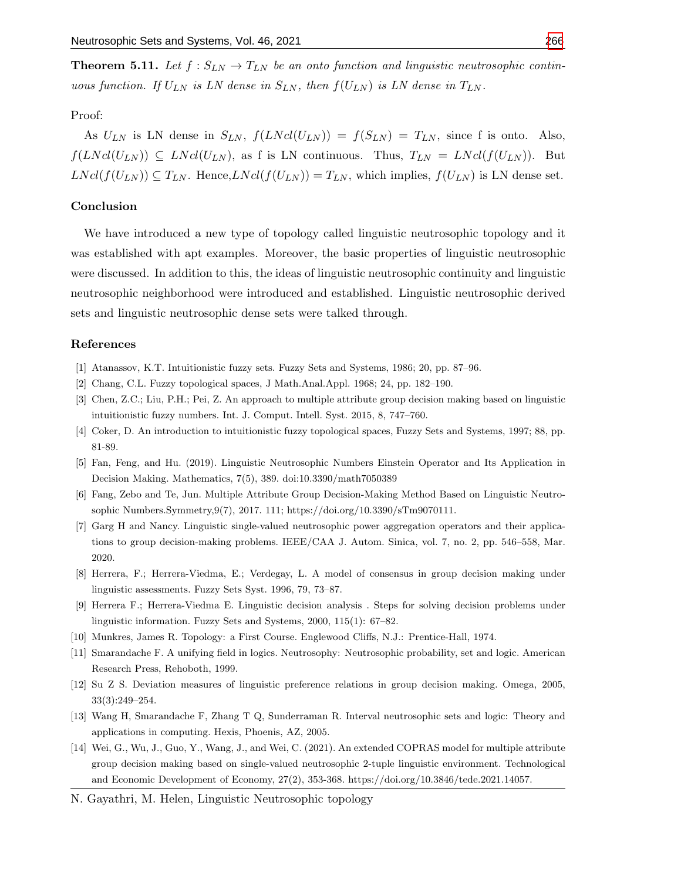**Theorem 5.11.** *Let $f : S_{LN} \to T_{LN}$ be an onto function and linguistic neutrosophic continuous function. If $U_{LN}$ is LN dense in $S_{LN}$, then $f(U_{LN})$ is LN dense in $T_{LN}$.*

Proof:

As $U_{LN}$ is LN dense in $S_{LN}$, $f(LNcl(U_{LN})) = f(S_{LN}) = T_{LN}$, since f is onto. Also, $f(LNcl(U_{LN})) \subseteq LNcl(U_{LN})$, as f is LN continuous. Thus, $T_{LN} = LNcl(f(U_{LN}))$. But $LNcl(f(U_{LN})) \subseteq T_{LN}$. Hence,$LNcl(f(U_{LN})) = T_{LN}$, which implies, $f(U_{LN})$ is LN dense set.

## Conclusion

We have introduced a new type of topology called linguistic neutrosophic topology and it was established with apt examples. Moreover, the basic properties of linguistic neutrosophic were discussed. In addition to this, the ideas of linguistic neutrosophic continuity and linguistic neutrosophic neighborhood were introduced and established. Linguistic neutrosophic derived sets and linguistic neutrosophic dense sets were talked through.

## References

[1] Atanassov, K.T. Intuitionistic fuzzy sets. Fuzzy Sets and Systems, 1986; 20, pp. 87–96.

[2] Chang, C.L. Fuzzy topological spaces, J Math.Anal.Appl. 1968; 24, pp. 182–190.

[3] Chen, Z.C.; Liu, P.H.; Pei, Z. An approach to multiple attribute group decision making based on linguistic intuitionistic fuzzy numbers. Int. J. Comput. Intell. Syst. 2015, 8, 747–760.

[4] Coker, D. An introduction to intuitionistic fuzzy topological spaces, Fuzzy Sets and Systems, 1997; 88, pp. 81-89.

[5] Fan, Feng, and Hu. (2019). Linguistic Neutrosophic Numbers Einstein Operator and Its Application in Decision Making. Mathematics, 7(5), 389. doi:10.3390/math7050389

[6] Fang, Zebo and Te, Jun. Multiple Attribute Group Decision-Making Method Based on Linguistic Neutrosophic Numbers.Symmetry,9(7), 2017. 111; https://doi.org/10.3390/sTm9070111.

[7] Garg H and Nancy. Linguistic single-valued neutrosophic power aggregation operators and their applications to group decision-making problems. IEEE/CAA J. Autom. Sinica, vol. 7, no. 2, pp. 546–558, Mar. 2020.

[8] Herrera, F.; Herrera-Viedma, E.; Verdegay, L. A model of consensus in group decision making under linguistic assessments. Fuzzy Sets Syst. 1996, 79, 73–87.

[9] Herrera F.; Herrera-Viedma E. Linguistic decision analysis . Steps for solving decision problems under linguistic information. Fuzzy Sets and Systems, 2000, 115(1): 67–82.

[10] Munkres, James R. Topology: a First Course. Englewood Cliffs, N.J.: Prentice-Hall, 1974.

[11] Smarandache F. A unifying field in logics. Neutrosophy: Neutrosophic probability, set and logic. American Research Press, Rehoboth, 1999.

[12] Su Z S. Deviation measures of linguistic preference relations in group decision making. Omega, 2005, 33(3):249–254.

[13] Wang H, Smarandache F, Zhang T Q, Sunderraman R. Interval neutrosophic sets and logic: Theory and applications in computing. Hexis, Phoenis, AZ, 2005.

[14] Wei, G., Wu, J., Guo, Y., Wang, J., and Wei, C. (2021). An extended COPRAS model for multiple attribute group decision making based on single-valued neutrosophic 2-tuple linguistic environment. Technological and Economic Development of Economy, 27(2), 353-368. https://doi.org/10.3846/tede.2021.14057.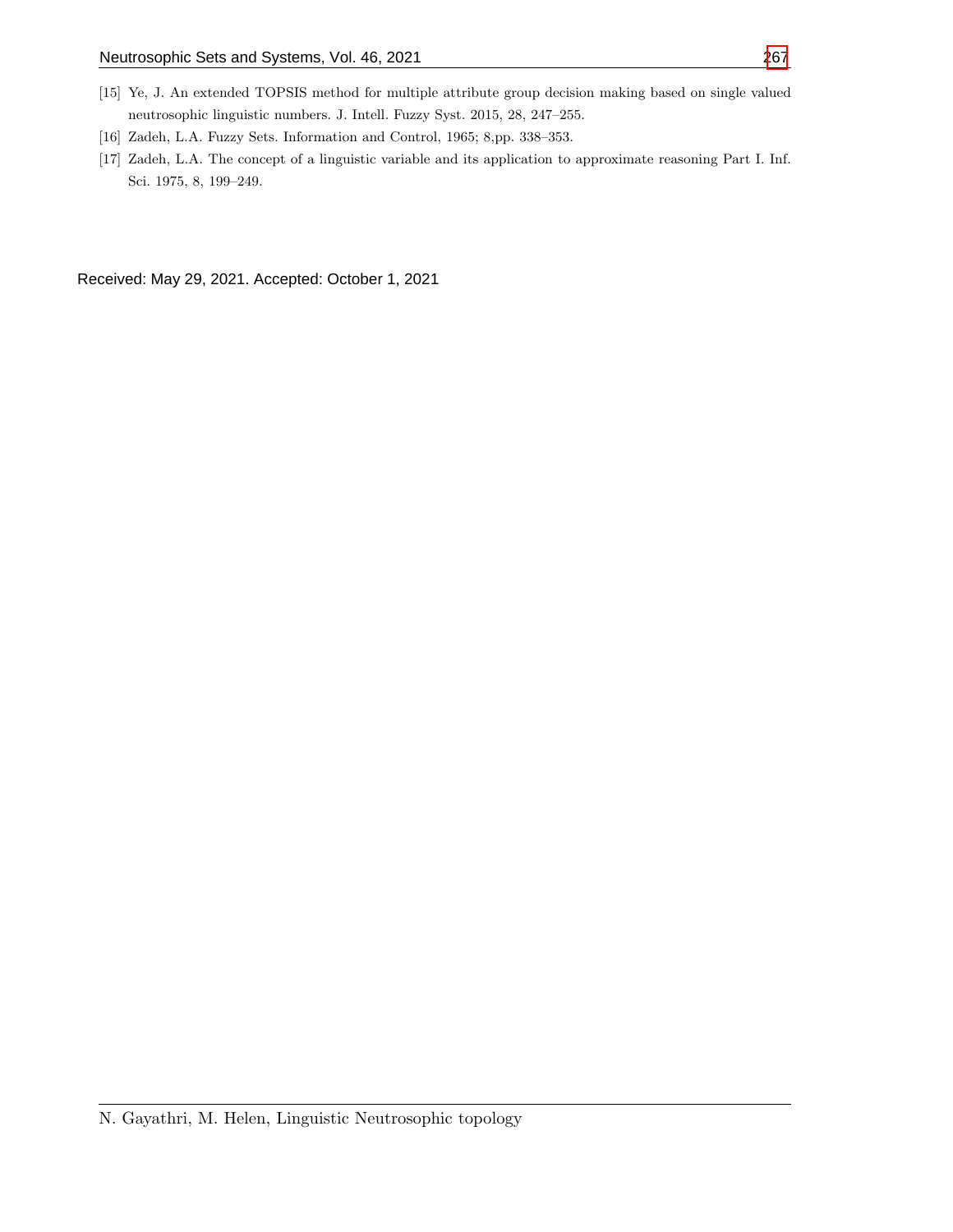[15] Ye, J. An extended TOPSIS method for multiple attribute group decision making based on single valued neutrosophic linguistic numbers. J. Intell. Fuzzy Syst. 2015, 28, 247–255.

[16] Zadeh, L.A. Fuzzy Sets. Information and Control, 1965; 8,pp. 338–353.

[17] Zadeh, L.A. The concept of a linguistic variable and its application to approximate reasoning Part I. Inf. Sci. 1975, 8, 199–249.

Received: May 29, 2021. Accepted: October 1, 2021